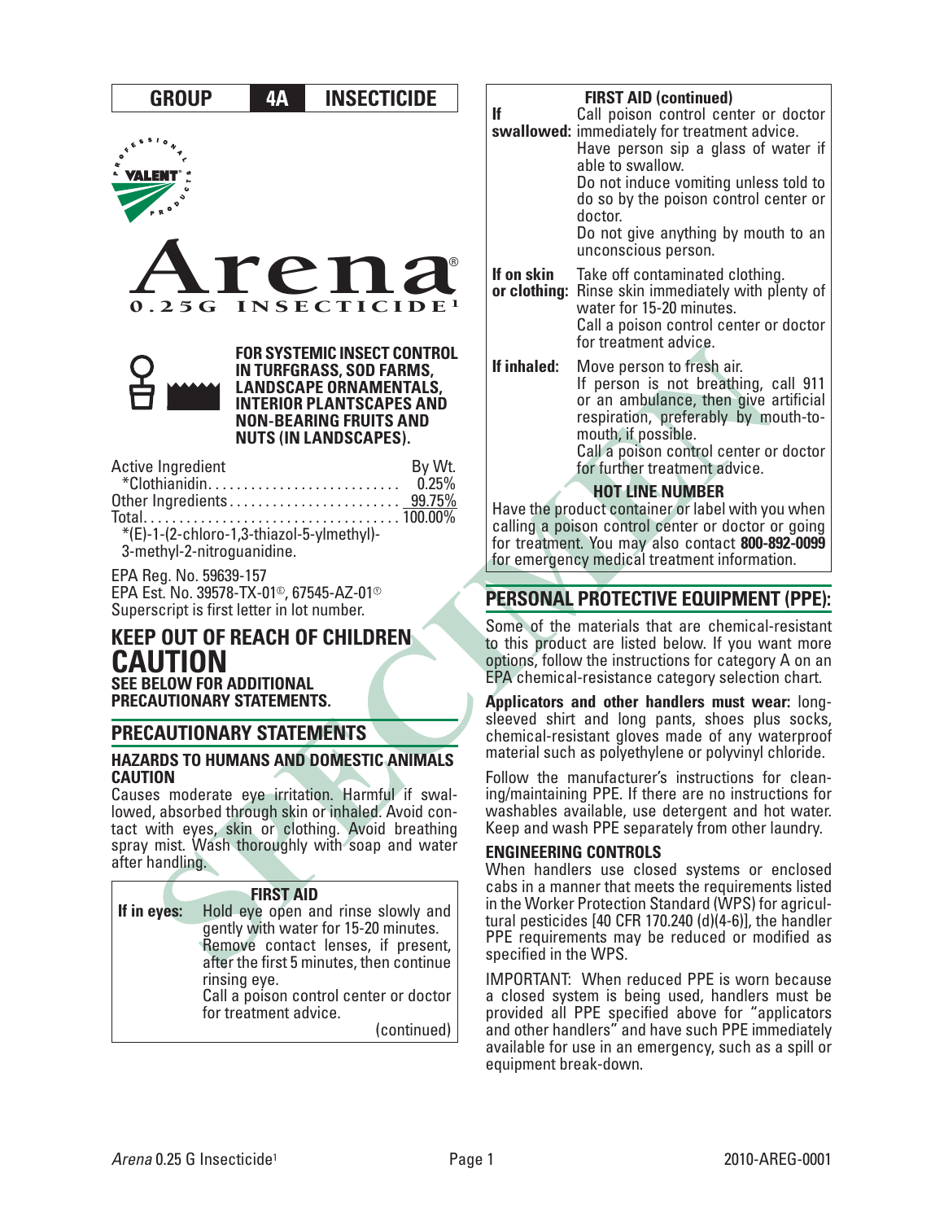GROUP **4A** INSECTICIDE

# Arena®

**0.25G INSECTICIDE[1]**

**FOR SYSTEMIC INSECT CONTROL IN TURFGRASS, SOD FARMS, LANDSCAPE ORNAMENTALS, INTERIOR PLANTSCAPES AND NON-BEARING FRUITS AND NUTS (IN LANDSCAPES).**

| Active Ingredient | By Wt. |
|---|---|
| *Clothianidin | 0.25% |
| Other Ingredients | 99.75% |
| Total | 100.00% |

*(E)-1-(2-chloro-1,3-thiazol-5-ylmethyl)-3-methyl-2-nitroguanidine.

EPA Reg. No. 59639-157
EPA Est. No. 39578-TX-01®, 67545-AZ-01®
Superscript is first letter in lot number.

## KEEP OUT OF REACH OF CHILDREN
# CAUTION
**SEE BELOW FOR ADDITIONAL PRECAUTIONARY STATEMENTS.**

## PRECAUTIONARY STATEMENTS

### HAZARDS TO HUMANS AND DOMESTIC ANIMALS
**CAUTION**

Causes moderate eye irritation. Harmful if swallowed, absorbed through skin or inhaled. Avoid contact with eyes, skin or clothing. Avoid breathing spray mist. Wash thoroughly with soap and water after handling.

### FIRST AID

| | |
|---|---|
| **If in eyes:** | Hold eye open and rinse slowly and gently with water for 15-20 minutes. Remove contact lenses, if present, after the first 5 minutes, then continue rinsing eye. Call a poison control center or doctor for treatment advice. |
| **If swallowed:** | Call poison control center or doctor immediately for treatment advice. Have person sip a glass of water if able to swallow. Do not induce vomiting unless told to do so by the poison control center or doctor. Do not give anything by mouth to an unconscious person. |
| **If on skin or clothing:** | Take off contaminated clothing. Rinse skin immediately with plenty of water for 15-20 minutes. Call a poison control center or doctor for treatment advice. |
| **If inhaled:** | Move person to fresh air. If person is not breathing, call 911 or an ambulance, then give artificial respiration, preferably by mouth-to-mouth, if possible. Call a poison control center or doctor for further treatment advice. |

**HOT LINE NUMBER**

Have the product container or label with you when calling a poison control center or doctor or going for treatment. You may also contact **800-892-0099** for emergency medical treatment information.

## PERSONAL PROTECTIVE EQUIPMENT (PPE):

Some of the materials that are chemical-resistant to this product are listed below. If you want more options, follow the instructions for category A on an EPA chemical-resistance category selection chart.

**Applicators and other handlers must wear:** long-sleeved shirt and long pants, shoes plus socks, chemical-resistant gloves made of any waterproof material such as polyethylene or polyvinyl chloride.

Follow the manufacturer's instructions for cleaning/maintaining PPE. If there are no instructions for washables available, use detergent and hot water. Keep and wash PPE separately from other laundry.

### ENGINEERING CONTROLS

When handlers use closed systems or enclosed cabs in a manner that meets the requirements listed in the Worker Protection Standard (WPS) for agricultural pesticides [40 CFR 170.240 (d)(4-6)], the handler PPE requirements may be reduced or modified as specified in the WPS.

IMPORTANT: When reduced PPE is worn because a closed system is being used, handlers must be provided all PPE specified above for "applicators and other handlers" and have such PPE immediately available for use in an emergency, such as a spill or equipment break-down.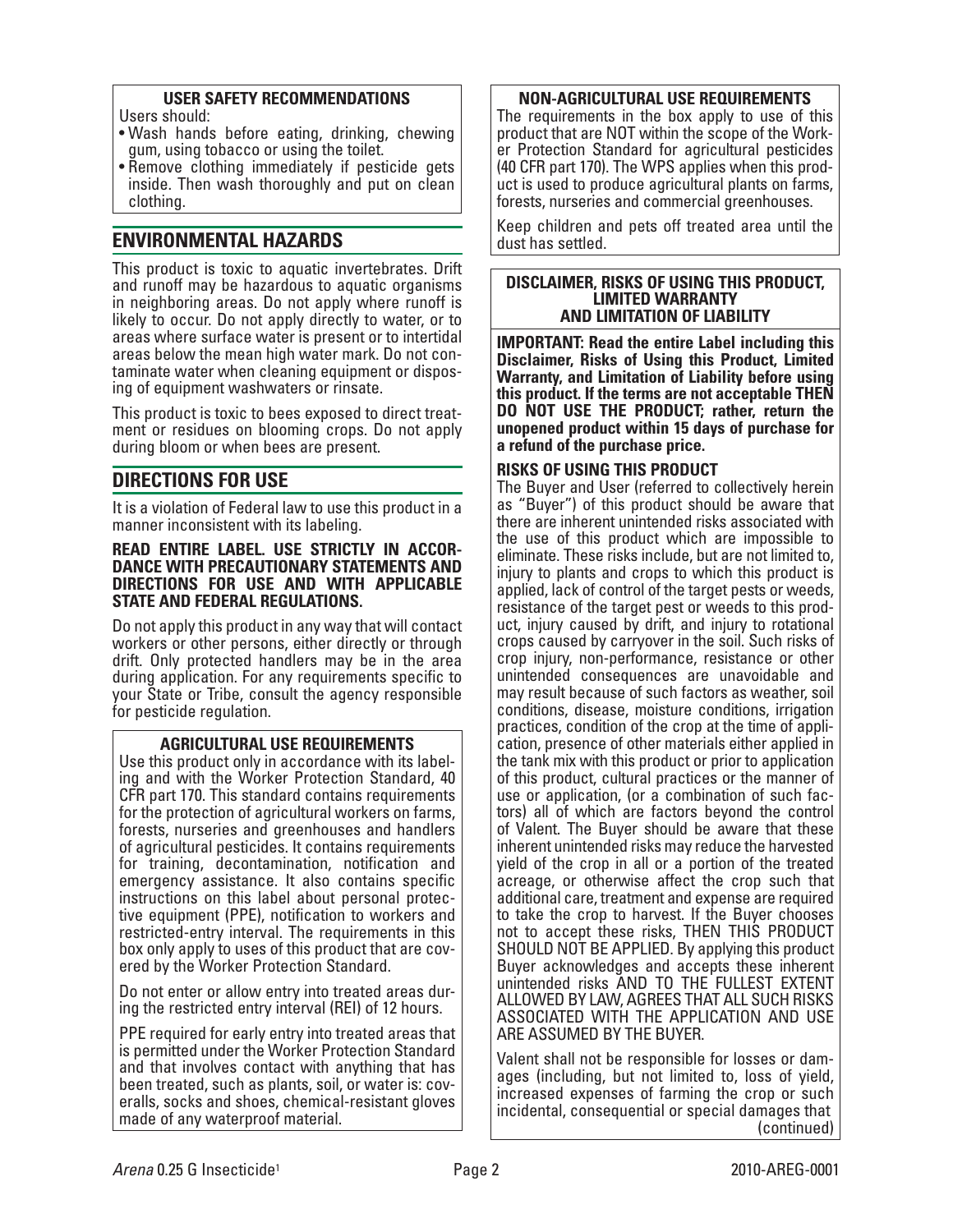**USER SAFETY RECOMMENDATIONS**

Users should:

- Wash hands before eating, drinking, chewing gum, using tobacco or using the toilet.
- Remove clothing immediately if pesticide gets inside. Then wash thoroughly and put on clean clothing.

## ENVIRONMENTAL HAZARDS

This product is toxic to aquatic invertebrates. Drift and runoff may be hazardous to aquatic organisms in neighboring areas. Do not apply where runoff is likely to occur. Do not apply directly to water, or to areas where surface water is present or to intertidal areas below the mean high water mark. Do not contaminate water when cleaning equipment or disposing of equipment washwaters or rinsate.

This product is toxic to bees exposed to direct treatment or residues on blooming crops. Do not apply during bloom or when bees are present.

## DIRECTIONS FOR USE

It is a violation of Federal law to use this product in a manner inconsistent with its labeling.

**READ ENTIRE LABEL. USE STRICTLY IN ACCORDANCE WITH PRECAUTIONARY STATEMENTS AND DIRECTIONS FOR USE AND WITH APPLICABLE STATE AND FEDERAL REGULATIONS.**

Do not apply this product in any way that will contact workers or other persons, either directly or through drift. Only protected handlers may be in the area during application. For any requirements specific to your State or Tribe, consult the agency responsible for pesticide regulation.

**AGRICULTURAL USE REQUIREMENTS**

Use this product only in accordance with its labeling and with the Worker Protection Standard, 40 CFR part 170. This standard contains requirements for the protection of agricultural workers on farms, forests, nurseries and greenhouses and handlers of agricultural pesticides. It contains requirements for training, decontamination, notification and emergency assistance. It also contains specific instructions on this label about personal protective equipment (PPE), notification to workers and restricted-entry interval. The requirements in this box only apply to uses of this product that are covered by the Worker Protection Standard.

Do not enter or allow entry into treated areas during the restricted entry interval (REI) of 12 hours.

PPE required for early entry into treated areas that is permitted under the Worker Protection Standard and that involves contact with anything that has been treated, such as plants, soil, or water is: coveralls, socks and shoes, chemical-resistant gloves made of any waterproof material.

**NON-AGRICULTURAL USE REQUIREMENTS**

The requirements in the box apply to use of this product that are NOT within the scope of the Worker Protection Standard for agricultural pesticides (40 CFR part 170). The WPS applies when this product is used to produce agricultural plants on farms, forests, nurseries and commercial greenhouses.

Keep children and pets off treated area until the dust has settled.

**DISCLAIMER, RISKS OF USING THIS PRODUCT, LIMITED WARRANTY AND LIMITATION OF LIABILITY**

**IMPORTANT: Read the entire Label including this Disclaimer, Risks of Using this Product, Limited Warranty, and Limitation of Liability before using this product. If the terms are not acceptable THEN DO NOT USE THE PRODUCT; rather, return the unopened product within 15 days of purchase for a refund of the purchase price.**

**RISKS OF USING THIS PRODUCT**

The Buyer and User (referred to collectively herein as "Buyer") of this product should be aware that there are inherent unintended risks associated with the use of this product which are impossible to eliminate. These risks include, but are not limited to, injury to plants and crops to which this product is applied, lack of control of the target pests or weeds, resistance of the target pest or weeds to this product, injury caused by drift, and injury to rotational crops caused by carryover in the soil. Such risks of crop injury, non-performance, resistance or other unintended consequences are unavoidable and may result because of such factors as weather, soil conditions, disease, moisture conditions, irrigation practices, condition of the crop at the time of application, presence of other materials either applied in the tank mix with this product or prior to application of this product, cultural practices or the manner of use or application, (or a combination of such factors) all of which are factors beyond the control of Valent. The Buyer should be aware that these inherent unintended risks may reduce the harvested yield of the crop in all or a portion of the treated acreage, or otherwise affect the crop such that additional care, treatment and expense are required to take the crop to harvest. If the Buyer chooses not to accept these risks, THEN THIS PRODUCT SHOULD NOT BE APPLIED. By applying this product Buyer acknowledges and accepts these inherent unintended risks AND TO THE FULLEST EXTENT ALLOWED BY LAW, AGREES THAT ALL SUCH RISKS ASSOCIATED WITH THE APPLICATION AND USE ARE ASSUMED BY THE BUYER.

Valent shall not be responsible for losses or damages (including, but not limited to, loss of yield, increased expenses of farming the crop or such incidental, consequential or special damages that

(continued)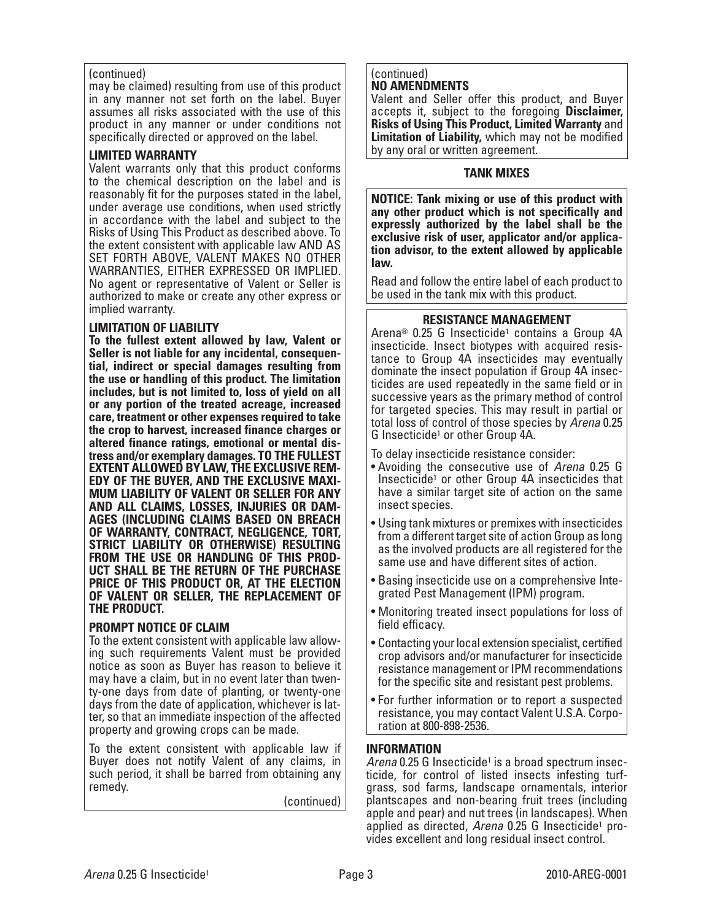(continued)

may be claimed) resulting from use of this product in any manner not set forth on the label. Buyer assumes all risks associated with the use of this product in any manner or under conditions not specifically directed or approved on the label.

**LIMITED WARRANTY**

Valent warrants only that this product conforms to the chemical description on the label and is reasonably fit for the purposes stated in the label, under average use conditions, when used strictly in accordance with the label and subject to the Risks of Using This Product as described above. To the extent consistent with applicable law AND AS SET FORTH ABOVE, VALENT MAKES NO OTHER WARRANTIES, EITHER EXPRESSED OR IMPLIED. No agent or representative of Valent or Seller is authorized to make or create any other express or implied warranty.

**LIMITATION OF LIABILITY**

**To the fullest extent allowed by law, Valent or Seller is not liable for any incidental, consequential, indirect or special damages resulting from the use or handling of this product. The limitation includes, but is not limited to, loss of yield on all or any portion of the treated acreage, increased care, treatment or other expenses required to take the crop to harvest, increased finance charges or altered finance ratings, emotional or mental distress and/or exemplary damages. TO THE FULLEST EXTENT ALLOWED BY LAW, THE EXCLUSIVE REMEDY OF THE BUYER, AND THE EXCLUSIVE MAXIMUM LIABILITY OF VALENT OR SELLER FOR ANY AND ALL CLAIMS, LOSSES, INJURIES OR DAMAGES (INCLUDING CLAIMS BASED ON BREACH OF WARRANTY, CONTRACT, NEGLIGENCE, TORT, STRICT LIABILITY OR OTHERWISE) RESULTING FROM THE USE OR HANDLING OF THIS PRODUCT SHALL BE THE RETURN OF THE PURCHASE PRICE OF THIS PRODUCT OR, AT THE ELECTION OF VALENT OR SELLER, THE REPLACEMENT OF THE PRODUCT.**

**PROMPT NOTICE OF CLAIM**

To the extent consistent with applicable law allowing such requirements Valent must be provided notice as soon as Buyer has reason to believe it may have a claim, but in no event later than twenty-one days from date of planting, or twenty-one days from the date of application, whichever is latter, so that an immediate inspection of the affected property and growing crops can be made.

To the extent consistent with applicable law if Buyer does not notify Valent of any claims, in such period, it shall be barred from obtaining any remedy.

(continued)

(continued)

**NO AMENDMENTS**

Valent and Seller offer this product, and Buyer accepts it, subject to the foregoing **Disclaimer, Risks of Using This Product, Limited Warranty** and **Limitation of Liability,** which may not be modified by any oral or written agreement.

## TANK MIXES

**NOTICE: Tank mixing or use of this product with any other product which is not specifically and expressly authorized by the label shall be the exclusive risk of user, applicator and/or application advisor, to the extent allowed by applicable law.**

Read and follow the entire label of each product to be used in the tank mix with this product.

## RESISTANCE MANAGEMENT

Arena® 0.25 G Insecticide[1] contains a Group 4A insecticide. Insect biotypes with acquired resistance to Group 4A insecticides may eventually dominate the insect population if Group 4A insecticides are used repeatedly in the same field or in successive years as the primary method of control for targeted species. This may result in partial or total loss of control of those species by *Arena* 0.25 G Insecticide[1] or other Group 4A.

To delay insecticide resistance consider:

- Avoiding the consecutive use of *Arena* 0.25 G Insecticide[1] or other Group 4A insecticides that have a similar target site of action on the same insect species.
- Using tank mixtures or premixes with insecticides from a different target site of action Group as long as the involved products are all registered for the same use and have different sites of action.
- Basing insecticide use on a comprehensive Integrated Pest Management (IPM) program.
- Monitoring treated insect populations for loss of field efficacy.
- Contacting your local extension specialist, certified crop advisors and/or manufacturer for insecticide resistance management or IPM recommendations for the specific site and resistant pest problems.
- For further information or to report a suspected resistance, you may contact Valent U.S.A. Corporation at 800-898-2536.

**INFORMATION**

*Arena* 0.25 G Insecticide[1] is a broad spectrum insecticide, for control of listed insects infesting turfgrass, sod farms, landscape ornamentals, interior plantscapes and non-bearing fruit trees (including apple and pear) and nut trees (in landscapes). When applied as directed, *Arena* 0.25 G Insecticide[1] provides excellent and long residual insect control.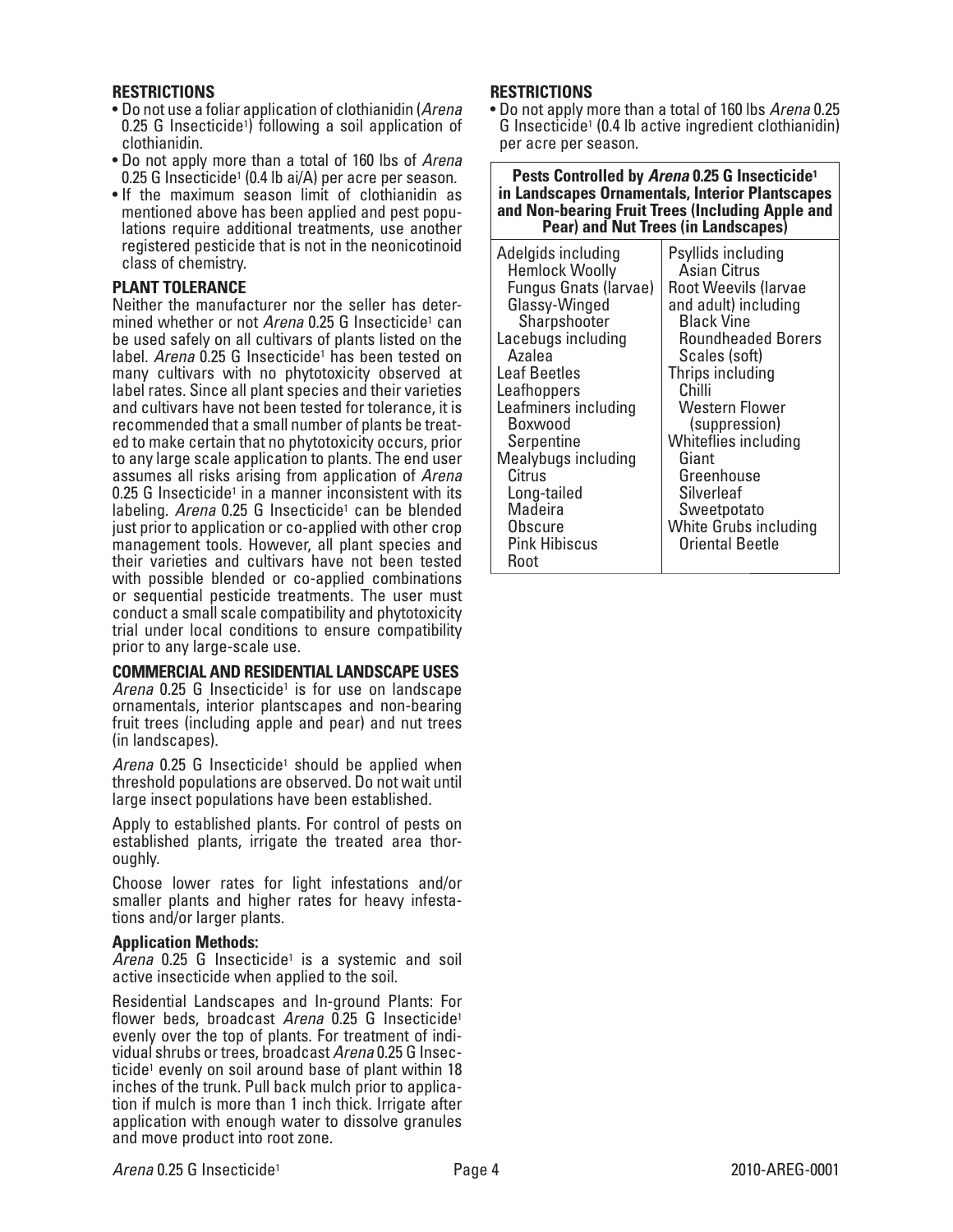## RESTRICTIONS

- Do not use a foliar application of clothianidin (*Arena* 0.25 G Insecticide[1]) following a soil application of clothianidin.
- Do not apply more than a total of 160 lbs of *Arena* 0.25 G Insecticide[1] (0.4 lb ai/A) per acre per season.
- If the maximum season limit of clothianidin as mentioned above has been applied and pest populations require additional treatments, use another registered pesticide that is not in the neonicotinoid class of chemistry.

## PLANT TOLERANCE

Neither the manufacturer nor the seller has determined whether or not *Arena* 0.25 G Insecticide[1] can be used safely on all cultivars of plants listed on the label. *Arena* 0.25 G Insecticide[1] has been tested on many cultivars with no phytotoxicity observed at label rates. Since all plant species and their varieties and cultivars have not been tested for tolerance, it is recommended that a small number of plants be treated to make certain that no phytotoxicity occurs, prior to any large scale application to plants. The end user assumes all risks arising from application of *Arena* 0.25 G Insecticide[1] in a manner inconsistent with its labeling. *Arena* 0.25 G Insecticide[1] can be blended just prior to application or co-applied with other crop management tools. However, all plant species and their varieties and cultivars have not been tested with possible blended or co-applied combinations or sequential pesticide treatments. The user must conduct a small scale compatibility and phytotoxicity trial under local conditions to ensure compatibility prior to any large-scale use.

## COMMERCIAL AND RESIDENTIAL LANDSCAPE USES

*Arena* 0.25 G Insecticide[1] is for use on landscape ornamentals, interior plantscapes and non-bearing fruit trees (including apple and pear) and nut trees (in landscapes).

*Arena* 0.25 G Insecticide[1] should be applied when threshold populations are observed. Do not wait until large insect populations have been established.

Apply to established plants. For control of pests on established plants, irrigate the treated area thoroughly.

Choose lower rates for light infestations and/or smaller plants and higher rates for heavy infestations and/or larger plants.

### Application Methods:

*Arena* 0.25 G Insecticide[1] is a systemic and soil active insecticide when applied to the soil.

Residential Landscapes and In-ground Plants: For flower beds, broadcast *Arena* 0.25 G Insecticide[1] evenly over the top of plants. For treatment of individual shrubs or trees, broadcast *Arena* 0.25 G Insecticide[1] evenly on soil around base of plant within 18 inches of the trunk. Pull back mulch prior to application if mulch is more than 1 inch thick. Irrigate after application with enough water to dissolve granules and move product into root zone.

## RESTRICTIONS

- Do not apply more than a total of 160 lbs *Arena* 0.25 G Insecticide[1] (0.4 lb active ingredient clothianidin) per acre per season.

| Pests Controlled by *Arena* 0.25 G Insecticide[1] in Landscapes Ornamentals, Interior Plantscapes and Non-bearing Fruit Trees (Including Apple and Pear) and Nut Trees (in Landscapes) | |
|---|---|
| Adelgids including<br>Hemlock Woolly<br>Fungus Gnats (larvae)<br>Glassy-Winged Sharpshooter<br>Lacebugs including<br>Azalea<br>Leaf Beetles<br>Leafhoppers<br>Leafminers including<br>Boxwood<br>Serpentine<br>Mealybugs including<br>Citrus<br>Long-tailed<br>Madeira<br>Obscure<br>Pink Hibiscus<br>Root | Psyllids including<br>Asian Citrus<br>Root Weevils (larvae and adult) including<br>Black Vine<br>Roundheaded Borers<br>Scales (soft)<br>Thrips including<br>Chilli<br>Western Flower (suppression)<br>Whiteflies including<br>Giant<br>Greenhouse<br>Silverleaf<br>Sweetpotato<br>White Grubs including<br>Oriental Beetle |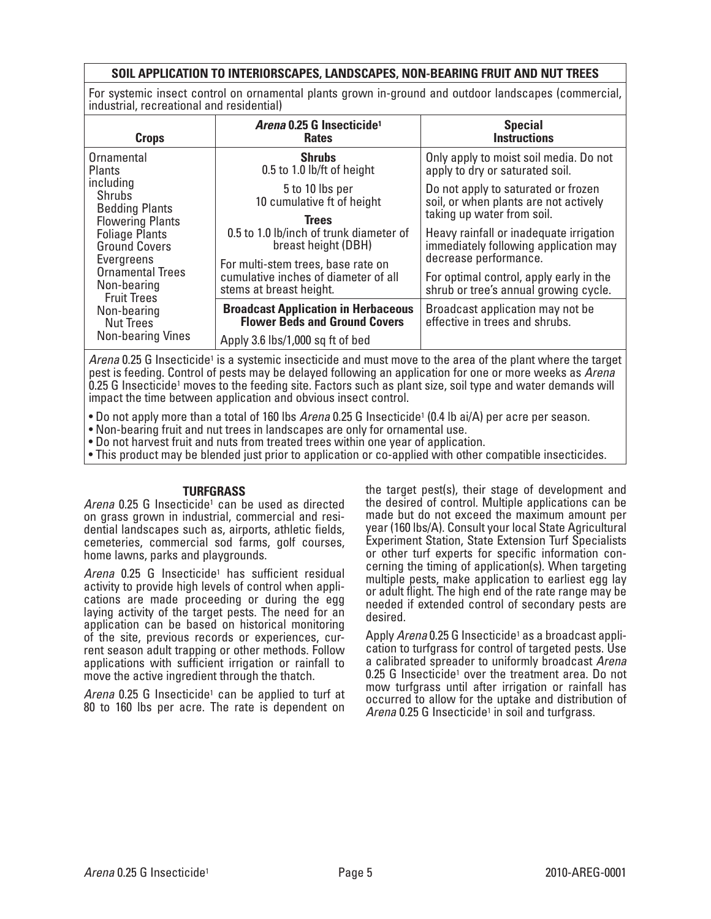## SOIL APPLICATION TO INTERIORSCAPES, LANDSCAPES, NON-BEARING FRUIT AND NUT TREES

For systemic insect control on ornamental plants grown in-ground and outdoor landscapes (commercial, industrial, recreational and residential)

| Crops | *Arena* 0.25 G Insecticide[1] Rates | Special Instructions |
|---|---|---|
| Ornamental Plants including Shrubs, Bedding Plants, Flowering Plants, Foliage Plants, Ground Covers, Evergreens, Ornamental Trees, Non-bearing Fruit Trees, Non-bearing Nut Trees, Non-bearing Vines | **Shrubs** 0.5 to 1.0 lb/ft of height | Only apply to moist soil media. Do not apply to dry or saturated soil. |
| | 5 to 10 lbs per 10 cumulative ft of height | Do not apply to saturated or frozen soil, or when plants are not actively taking up water from soil. |
| | **Trees** 0.5 to 1.0 lb/inch of trunk diameter of breast height (DBH) | Heavy rainfall or inadequate irrigation immediately following application may decrease performance. |
| | For multi-stem trees, base rate on cumulative inches of diameter of all stems at breast height. | For optimal control, apply early in the shrub or tree's annual growing cycle. |
| | **Broadcast Application in Herbaceous Flower Beds and Ground Covers** | Broadcast application may not be effective in trees and shrubs. |
| | Apply 3.6 lbs/1,000 sq ft of bed | |

*Arena* 0.25 G Insecticide[1] is a systemic insecticide and must move to the area of the plant where the target pest is feeding. Control of pests may be delayed following an application for one or more weeks as *Arena* 0.25 G Insecticide[1] moves to the feeding site. Factors such as plant size, soil type and water demands will impact the time between application and obvious insect control.

- Do not apply more than a total of 160 lbs *Arena* 0.25 G Insecticide[1] (0.4 lb ai/A) per acre per season.
- Non-bearing fruit and nut trees in landscapes are only for ornamental use.
- Do not harvest fruit and nuts from treated trees within one year of application.
- This product may be blended just prior to application or co-applied with other compatible insecticides.

### TURFGRASS

*Arena* 0.25 G Insecticide[1] can be used as directed on grass grown in industrial, commercial and residential landscapes such as, airports, athletic fields, cemeteries, commercial sod farms, golf courses, home lawns, parks and playgrounds.

*Arena* 0.25 G Insecticide[1] has sufficient residual activity to provide high levels of control when applications are made proceeding or during the egg laying activity of the target pests. The need for an application can be based on historical monitoring of the site, previous records or experiences, current season adult trapping or other methods. Follow applications with sufficient irrigation or rainfall to move the active ingredient through the thatch.

*Arena* 0.25 G Insecticide[1] can be applied to turf at 80 to 160 lbs per acre. The rate is dependent on the target pest(s), their stage of development and the desired of control. Multiple applications can be made but do not exceed the maximum amount per year (160 lbs/A). Consult your local State Agricultural Experiment Station, State Extension Turf Specialists or other turf experts for specific information concerning the timing of application(s). When targeting multiple pests, make application to earliest egg lay or adult flight. The high end of the rate range may be needed if extended control of secondary pests are desired.

Apply *Arena* 0.25 G Insecticide[1] as a broadcast application to turfgrass for control of targeted pests. Use a calibrated spreader to uniformly broadcast *Arena* 0.25 G Insecticide[1] over the treatment area. Do not mow turfgrass until after irrigation or rainfall has occurred to allow for the uptake and distribution of *Arena* 0.25 G Insecticide[1] in soil and turfgrass.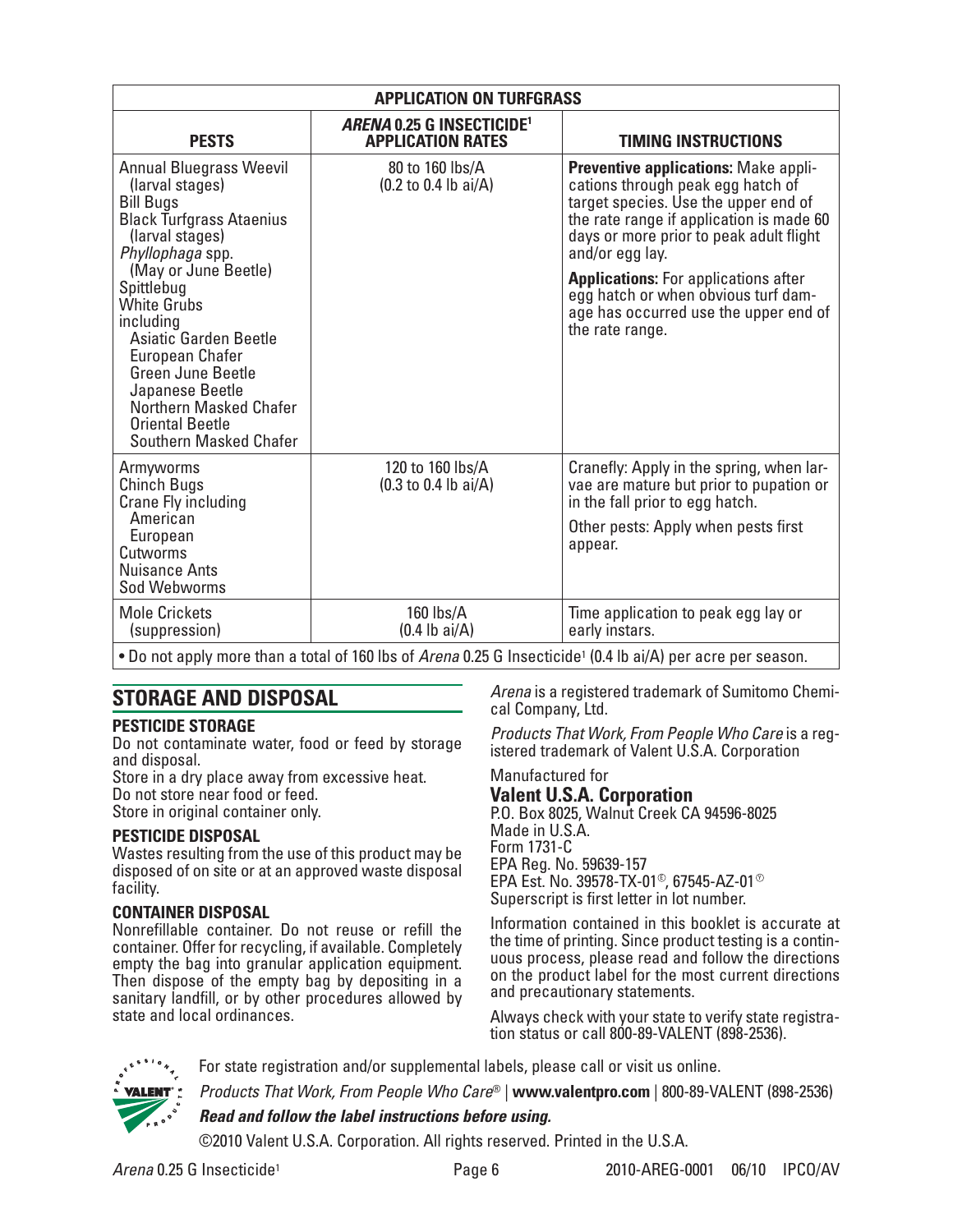| APPLICATION ON TURFGRASS | | |
|---|---|---|
| **PESTS** | ***ARENA* 0.25 G INSECTICIDE[1] APPLICATION RATES** | **TIMING INSTRUCTIONS** |
| Annual Bluegrass Weevil (larval stages)<br>Bill Bugs<br>Black Turfgrass Ataenius (larval stages)<br>*Phyllophaga* spp. (May or June Beetle)<br>Spittlebug<br>White Grubs including<br>Asiatic Garden Beetle<br>European Chafer<br>Green June Beetle<br>Japanese Beetle<br>Northern Masked Chafer<br>Oriental Beetle<br>Southern Masked Chafer | 80 to 160 lbs/A<br>(0.2 to 0.4 lb ai/A) | **Preventive applications:** Make applications through peak egg hatch of target species. Use the upper end of the rate range if application is made 60 days or more prior to peak adult flight and/or egg lay.<br>**Applications:** For applications after egg hatch or when obvious turf damage has occurred use the upper end of the rate range. |
| Armyworms<br>Chinch Bugs<br>Crane Fly including<br>American<br>European<br>Cutworms<br>Nuisance Ants<br>Sod Webworms | 120 to 160 lbs/A<br>(0.3 to 0.4 lb ai/A) | Cranefly: Apply in the spring, when larvae are mature but prior to pupation or in the fall prior to egg hatch.<br>Other pests: Apply when pests first appear. |
| Mole Crickets (suppression) | 160 lbs/A<br>(0.4 lb ai/A) | Time application to peak egg lay or early instars. |

• Do not apply more than a total of 160 lbs of *Arena* 0.25 G Insecticide[1] (0.4 lb ai/A) per acre per season.

## STORAGE AND DISPOSAL

**PESTICIDE STORAGE**

Do not contaminate water, food or feed by storage and disposal.
Store in a dry place away from excessive heat.
Do not store near food or feed.
Store in original container only.

**PESTICIDE DISPOSAL**

Wastes resulting from the use of this product may be disposed of on site or at an approved waste disposal facility.

**CONTAINER DISPOSAL**

Nonrefillable container. Do not reuse or refill the container. Offer for recycling, if available. Completely empty the bag into granular application equipment. Then dispose of the empty bag by depositing in a sanitary landfill, or by other procedures allowed by state and local ordinances.

*Arena* is a registered trademark of Sumitomo Chemical Company, Ltd.

*Products That Work, From People Who Care* is a registered trademark of Valent U.S.A. Corporation

Manufactured for
**Valent U.S.A. Corporation**
P.O. Box 8025, Walnut Creek CA 94596-8025
Made in U.S.A.
Form 1731-C
EPA Reg. No. 59639-157
EPA Est. No. 39578-TX-01[E], 67545-AZ-01[D]
Superscript is first letter in lot number.

Information contained in this booklet is accurate at the time of printing. Since product testing is a continuous process, please read and follow the directions on the product label for the most current directions and precautionary statements.

Always check with your state to verify state registration status or call 800-89-VALENT (898-2536).

For state registration and/or supplemental labels, please call or visit us online.

*Products That Work, From People Who Care*® | **www.valentpro.com** | 800-89-VALENT (898-2536)

***Read and follow the label instructions before using.***

©2010 Valent U.S.A. Corporation. All rights reserved. Printed in the U.S.A.

2010-AREG-0001 06/10 IPCO/AV